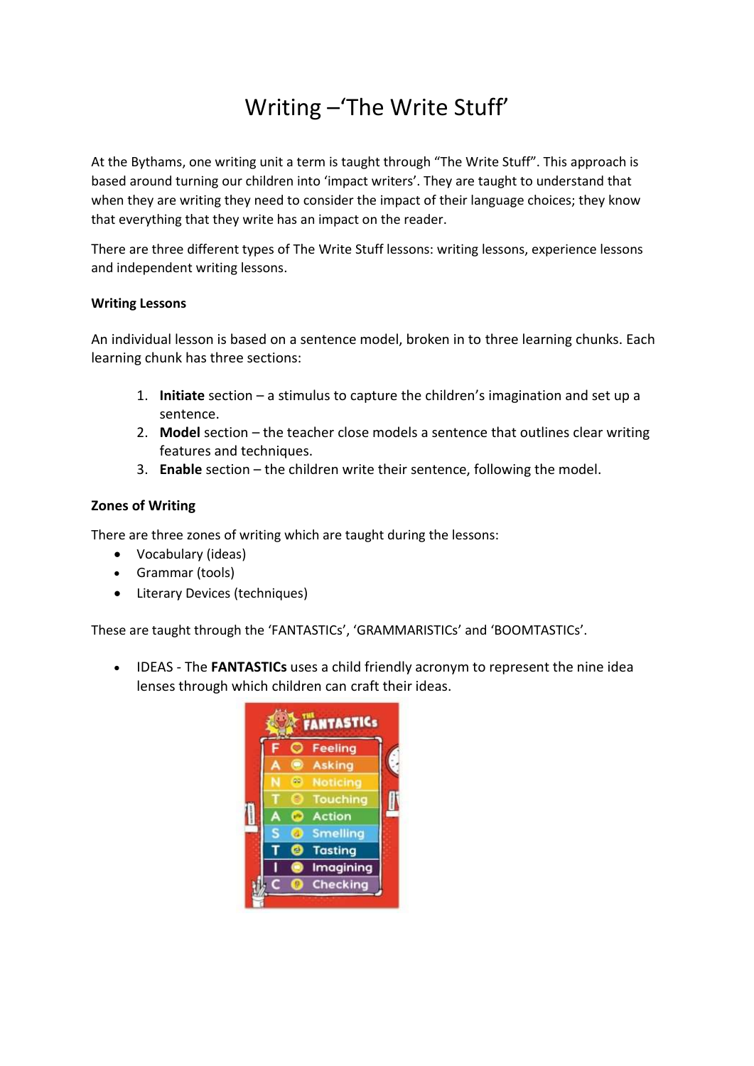# Writing –'The Write Stuff'

At the Bythams, one writing unit a term is taught through "The Write Stuff". This approach is based around turning our children into 'impact writers'. They are taught to understand that when they are writing they need to consider the impact of their language choices; they know that everything that they write has an impact on the reader.

There are three different types of The Write Stuff lessons: writing lessons, experience lessons and independent writing lessons.

**Writing Lessons**

An individual lesson is based on a sentence model, broken in to three learning chunks. Each learning chunk has three sections:

1. **Initiate** section – a stimulus to capture the children's imagination and set up a sentence.
2. **Model** section – the teacher close models a sentence that outlines clear writing features and techniques.
3. **Enable** section – the children write their sentence, following the model.

**Zones of Writing**

There are three zones of writing which are taught during the lessons:

- Vocabulary (ideas)
- Grammar (tools)
- Literary Devices (techniques)

These are taught through the 'FANTASTICs', 'GRAMMARISTICs' and 'BOOMTASTICs'.

- IDEAS - The **FANTASTICs** uses a child friendly acronym to represent the nine idea lenses through which children can craft their ideas.

THE FANTASTICs

- F Feeling
- A Asking
- N Noticing
- T Touching
- A Action
- S Smelling
- T Tasting
- I Imagining
- C Checking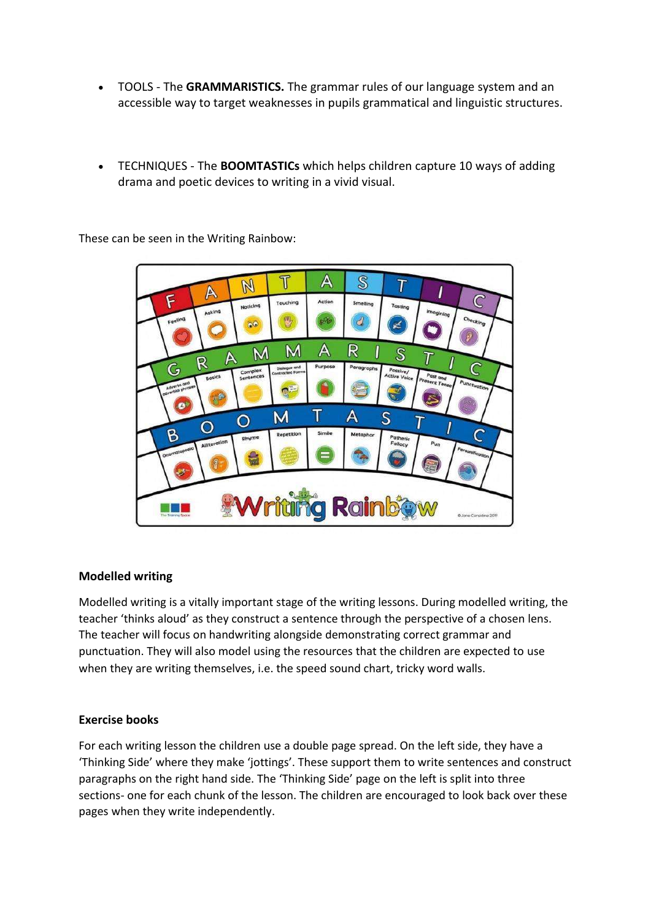- TOOLS - The **GRAMMARISTICS.** The grammar rules of our language system and an accessible way to target weaknesses in pupils grammatical and linguistic structures.

- TECHNIQUES - The **BOOMTASTICs** which helps children capture 10 ways of adding drama and poetic devices to writing in a vivid visual.

These can be seen in the Writing Rainbow:

### Modelled writing

Modelled writing is a vitally important stage of the writing lessons. During modelled writing, the teacher 'thinks aloud' as they construct a sentence through the perspective of a chosen lens. The teacher will focus on handwriting alongside demonstrating correct grammar and punctuation. They will also model using the resources that the children are expected to use when they are writing themselves, i.e. the speed sound chart, tricky word walls.

### Exercise books

For each writing lesson the children use a double page spread. On the left side, they have a 'Thinking Side' where they make 'jottings'. These support them to write sentences and construct paragraphs on the right hand side. The 'Thinking Side' page on the left is split into three sections- one for each chunk of the lesson. The children are encouraged to look back over these pages when they write independently.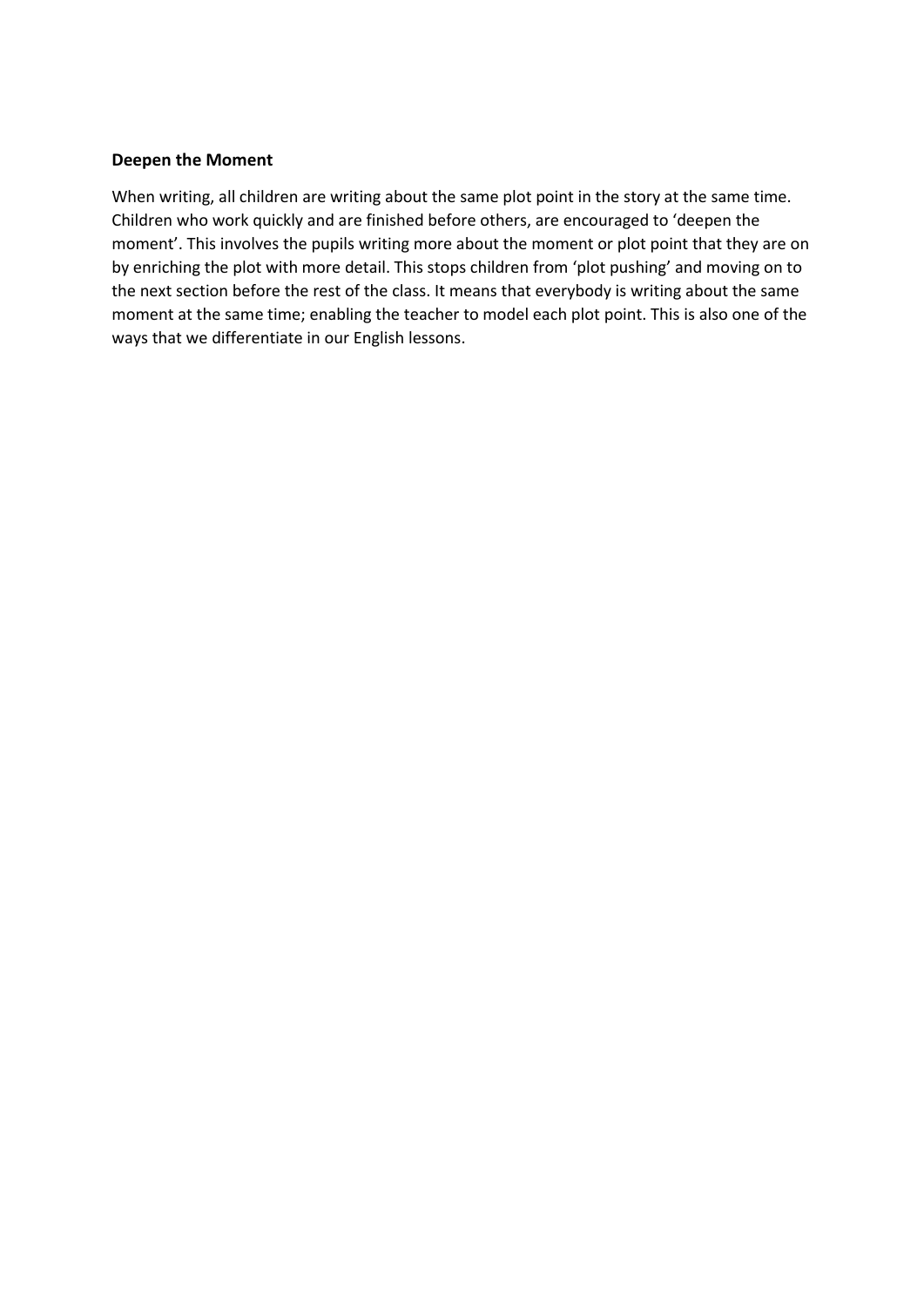**Deepen the Moment**

When writing, all children are writing about the same plot point in the story at the same time. Children who work quickly and are finished before others, are encouraged to 'deepen the moment'. This involves the pupils writing more about the moment or plot point that they are on by enriching the plot with more detail. This stops children from 'plot pushing' and moving on to the next section before the rest of the class. It means that everybody is writing about the same moment at the same time; enabling the teacher to model each plot point. This is also one of the ways that we differentiate in our English lessons.